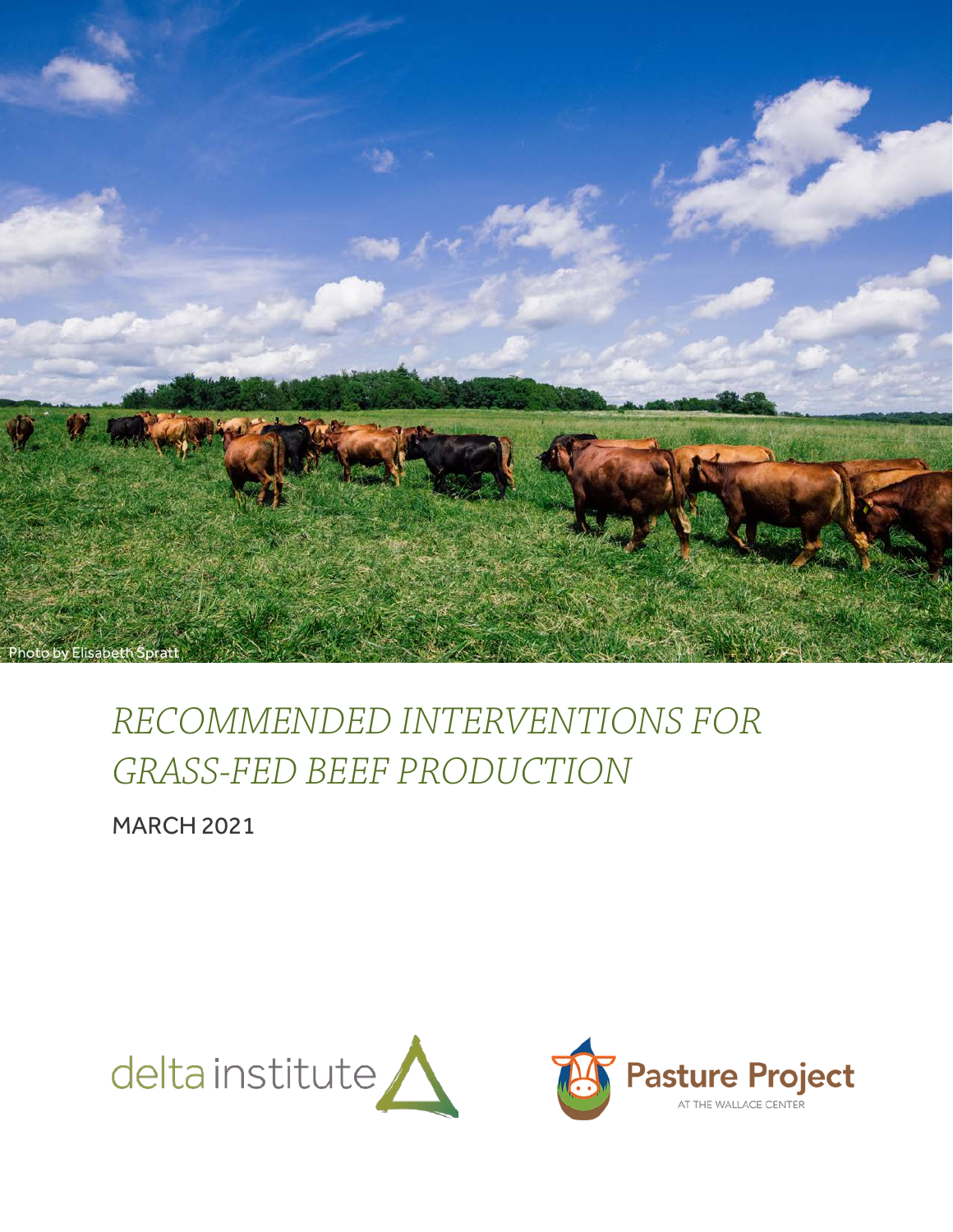Photo by Elisabeth Spratt

# *RECOMMENDED INTERVENTIONS FOR GRASS-FED BEEF PRODUCTION*

MARCH 2021

delta institute

Pasture Project
AT THE WALLACE CENTER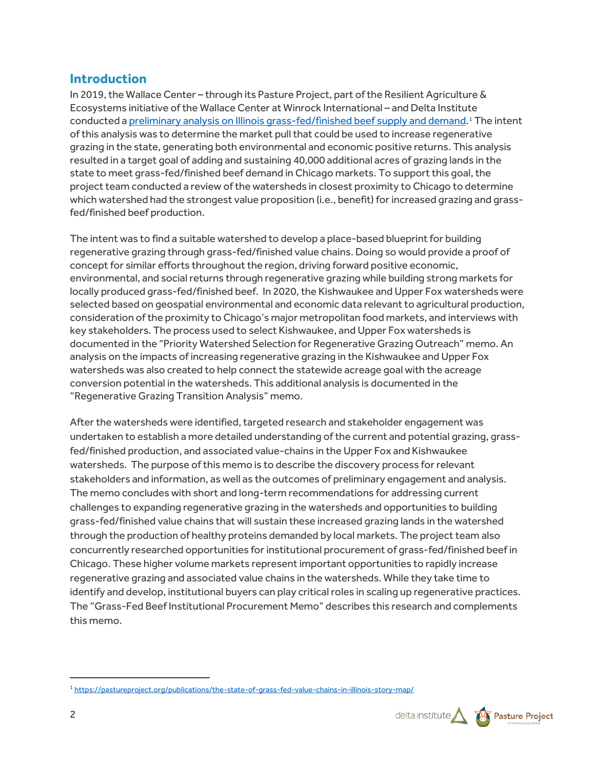## Introduction

In 2019, the Wallace Center – through its Pasture Project, part of the Resilient Agriculture & Ecosystems initiative of the Wallace Center at Winrock International – and Delta Institute conducted a [preliminary analysis on Illinois grass-fed/finished beef supply and demand](https://pastureproject.org/publications/the-state-of-grass-fed-value-chains-in-illinois-story-map/).[1] The intent of this analysis was to determine the market pull that could be used to increase regenerative grazing in the state, generating both environmental and economic positive returns. This analysis resulted in a target goal of adding and sustaining 40,000 additional acres of grazing lands in the state to meet grass-fed/finished beef demand in Chicago markets. To support this goal, the project team conducted a review of the watersheds in closest proximity to Chicago to determine which watershed had the strongest value proposition (i.e., benefit) for increased grazing and grass-fed/finished beef production.

The intent was to find a suitable watershed to develop a place-based blueprint for building regenerative grazing through grass-fed/finished value chains. Doing so would provide a proof of concept for similar efforts throughout the region, driving forward positive economic, environmental, and social returns through regenerative grazing while building strong markets for locally produced grass-fed/finished beef. In 2020, the Kishwaukee and Upper Fox watersheds were selected based on geospatial environmental and economic data relevant to agricultural production, consideration of the proximity to Chicago's major metropolitan food markets, and interviews with key stakeholders. The process used to select Kishwaukee, and Upper Fox watersheds is documented in the "Priority Watershed Selection for Regenerative Grazing Outreach" memo. An analysis on the impacts of increasing regenerative grazing in the Kishwaukee and Upper Fox watersheds was also created to help connect the statewide acreage goal with the acreage conversion potential in the watersheds. This additional analysis is documented in the "Regenerative Grazing Transition Analysis" memo.

After the watersheds were identified, targeted research and stakeholder engagement was undertaken to establish a more detailed understanding of the current and potential grazing, grass-fed/finished production, and associated value-chains in the Upper Fox and Kishwaukee watersheds. The purpose of this memo is to describe the discovery process for relevant stakeholders and information, as well as the outcomes of preliminary engagement and analysis. The memo concludes with short and long-term recommendations for addressing current challenges to expanding regenerative grazing in the watersheds and opportunities to building grass-fed/finished value chains that will sustain these increased grazing lands in the watershed through the production of healthy proteins demanded by local markets. The project team also concurrently researched opportunities for institutional procurement of grass-fed/finished beef in Chicago. These higher volume markets represent important opportunities to rapidly increase regenerative grazing and associated value chains in the watersheds. While they take time to identify and develop, institutional buyers can play critical roles in scaling up regenerative practices. The "Grass-Fed Beef Institutional Procurement Memo" describes this research and complements this memo.

---

[1] https://pastureproject.org/publications/the-state-of-grass-fed-value-chains-in-illinois-story-map/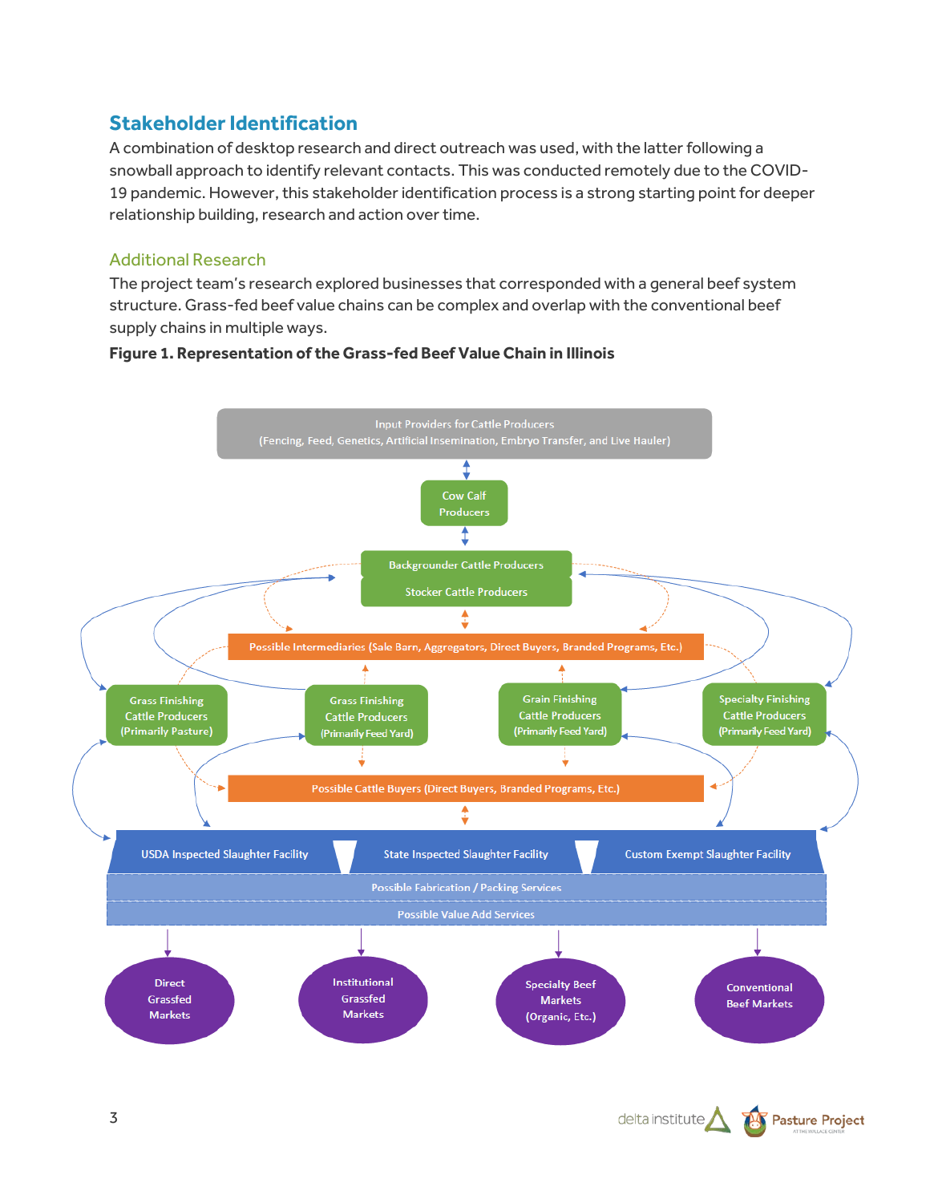## Stakeholder Identification

A combination of desktop research and direct outreach was used, with the latter following a snowball approach to identify relevant contacts. This was conducted remotely due to the COVID-19 pandemic. However, this stakeholder identification process is a strong starting point for deeper relationship building, research and action over time.

### Additional Research

The project team's research explored businesses that corresponded with a general beef system structure. Grass-fed beef value chains can be complex and overlap with the conventional beef supply chains in multiple ways.

**Figure 1. Representation of the Grass-fed Beef Value Chain in Illinois**

Input Providers for Cattle Producers
(Fencing, Feed, Genetics, Artificial Insemination, Embryo Transfer, and Live Hauler)

Cow Calf Producers

Backgrounder Cattle Producers

Stocker Cattle Producers

Possible Intermediaries (Sale Barn, Aggregators, Direct Buyers, Branded Programs, Etc.)

Grass Finishing Cattle Producers (Primarily Pasture)

Grass Finishing Cattle Producers (Primarily Feed Yard)

Grain Finishing Cattle Producers (Primarily Feed Yard)

Specialty Finishing Cattle Producers (Primarily Feed Yard)

Possible Cattle Buyers (Direct Buyers, Branded Programs, Etc.)

USDA Inspected Slaughter Facility

State Inspected Slaughter Facility

Custom Exempt Slaughter Facility

Possible Fabrication / Packing Services

Possible Value Add Services

Direct Grassfed Markets

Institutional Grassfed Markets

Specialty Beef Markets (Organic, Etc.)

Conventional Beef Markets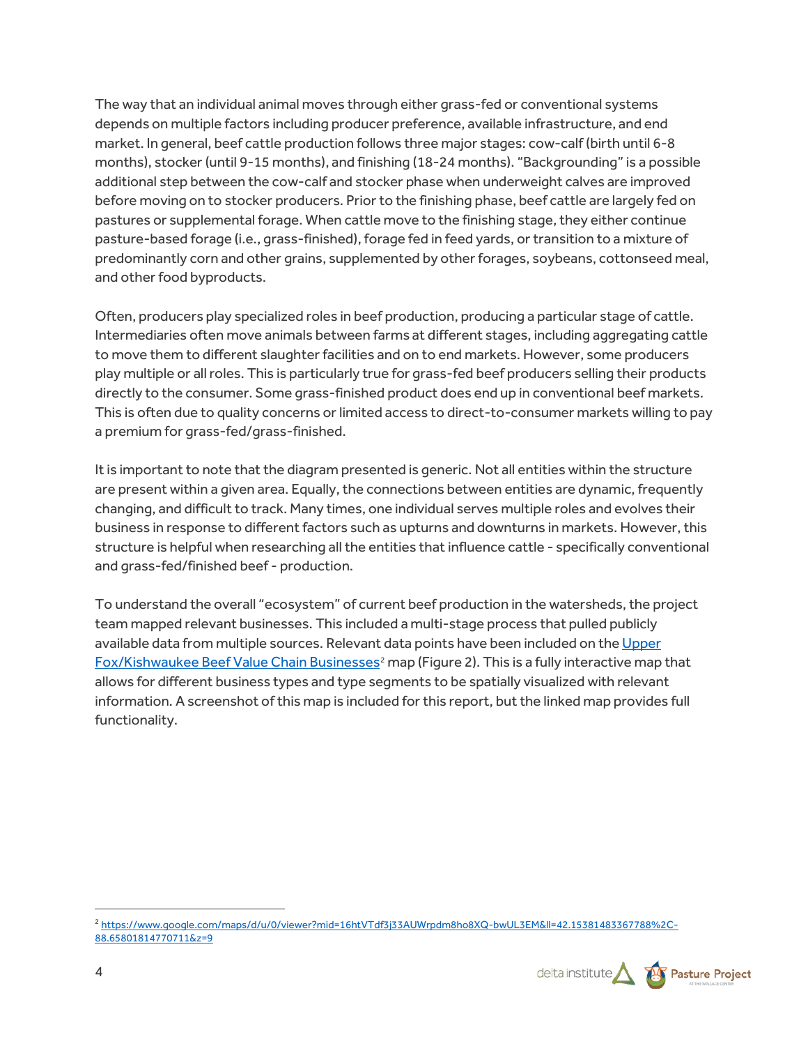The way that an individual animal moves through either grass-fed or conventional systems depends on multiple factors including producer preference, available infrastructure, and end market. In general, beef cattle production follows three major stages: cow-calf (birth until 6-8 months), stocker (until 9-15 months), and finishing (18-24 months). "Backgrounding" is a possible additional step between the cow-calf and stocker phase when underweight calves are improved before moving on to stocker producers. Prior to the finishing phase, beef cattle are largely fed on pastures or supplemental forage. When cattle move to the finishing stage, they either continue pasture-based forage (i.e., grass-finished), forage fed in feed yards, or transition to a mixture of predominantly corn and other grains, supplemented by other forages, soybeans, cottonseed meal, and other food byproducts.

Often, producers play specialized roles in beef production, producing a particular stage of cattle. Intermediaries often move animals between farms at different stages, including aggregating cattle to move them to different slaughter facilities and on to end markets. However, some producers play multiple or all roles. This is particularly true for grass-fed beef producers selling their products directly to the consumer. Some grass-finished product does end up in conventional beef markets. This is often due to quality concerns or limited access to direct-to-consumer markets willing to pay a premium for grass-fed/grass-finished.

It is important to note that the diagram presented is generic. Not all entities within the structure are present within a given area. Equally, the connections between entities are dynamic, frequently changing, and difficult to track. Many times, one individual serves multiple roles and evolves their business in response to different factors such as upturns and downturns in markets. However, this structure is helpful when researching all the entities that influence cattle - specifically conventional and grass-fed/finished beef - production.

To understand the overall "ecosystem" of current beef production in the watersheds, the project team mapped relevant businesses. This included a multi-stage process that pulled publicly available data from multiple sources. Relevant data points have been included on the [Upper Fox/Kishwaukee Beef Value Chain Businesses](https://www.google.com/maps/d/u/0/viewer?mid=16htVTdf3j33AUWrpdm8ho8XQ-bwUL3EM&ll=42.15381483367788%2C-88.65801814770711&z=9)[2] map (Figure 2). This is a fully interactive map that allows for different business types and type segments to be spatially visualized with relevant information. A screenshot of this map is included for this report, but the linked map provides full functionality.

---

[2] https://www.google.com/maps/d/u/0/viewer?mid=16htVTdf3j33AUWrpdm8ho8XQ-bwUL3EM&ll=42.15381483367788%2C-88.65801814770711&z=9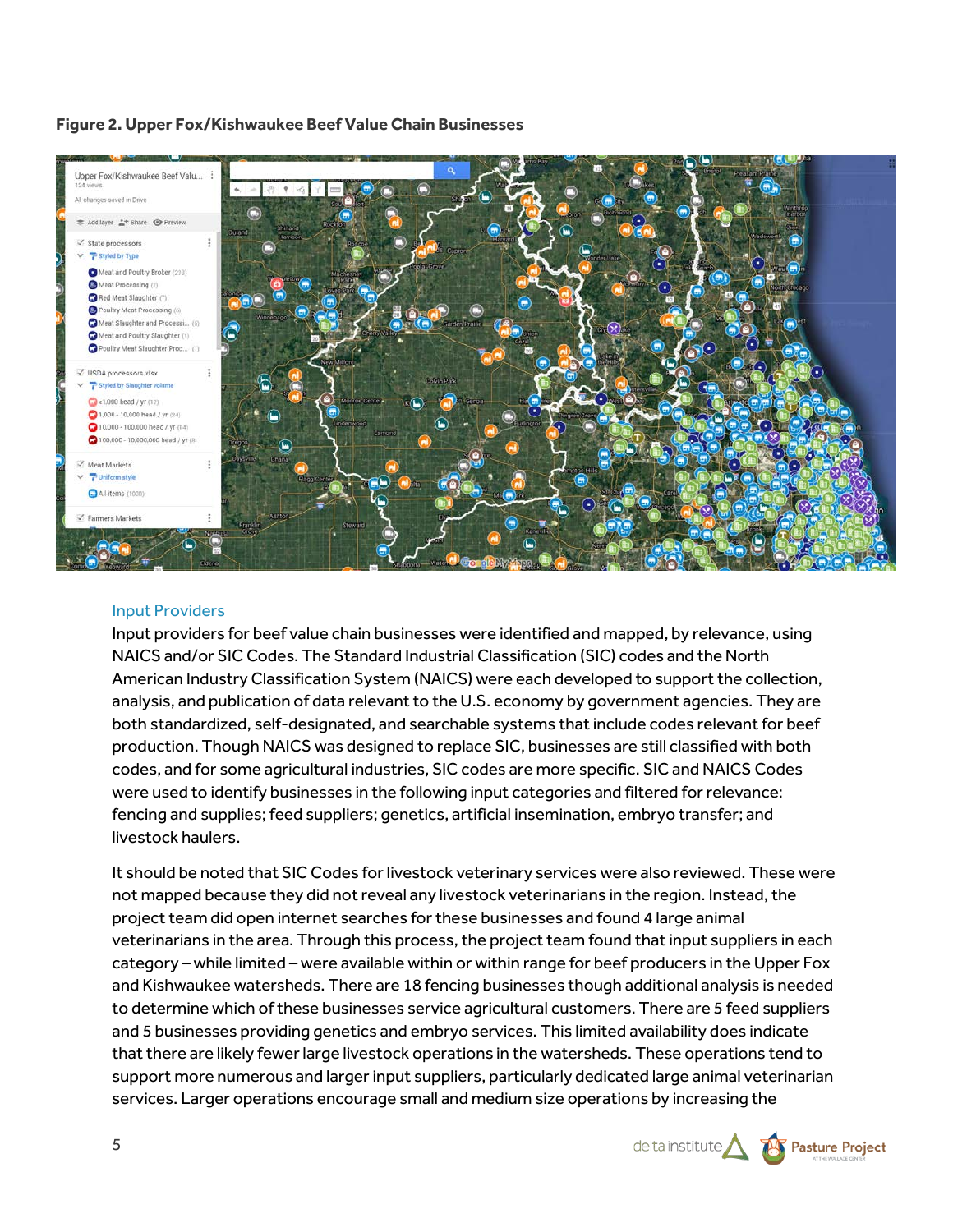**Figure 2. Upper Fox/Kishwaukee Beef Value Chain Businesses**

### Input Providers

Input providers for beef value chain businesses were identified and mapped, by relevance, using NAICS and/or SIC Codes. The Standard Industrial Classification (SIC) codes and the North American Industry Classification System (NAICS) were each developed to support the collection, analysis, and publication of data relevant to the U.S. economy by government agencies. They are both standardized, self-designated, and searchable systems that include codes relevant for beef production. Though NAICS was designed to replace SIC, businesses are still classified with both codes, and for some agricultural industries, SIC codes are more specific. SIC and NAICS Codes were used to identify businesses in the following input categories and filtered for relevance: fencing and supplies; feed suppliers; genetics, artificial insemination, embryo transfer; and livestock haulers.

It should be noted that SIC Codes for livestock veterinary services were also reviewed. These were not mapped because they did not reveal any livestock veterinarians in the region. Instead, the project team did open internet searches for these businesses and found 4 large animal veterinarians in the area. Through this process, the project team found that input suppliers in each category – while limited – were available within or within range for beef producers in the Upper Fox and Kishwaukee watersheds. There are 18 fencing businesses though additional analysis is needed to determine which of these businesses service agricultural customers. There are 5 feed suppliers and 5 businesses providing genetics and embryo services. This limited availability does indicate that there are likely fewer large livestock operations in the watersheds. These operations tend to support more numerous and larger input suppliers, particularly dedicated large animal veterinarian services. Larger operations encourage small and medium size operations by increasing the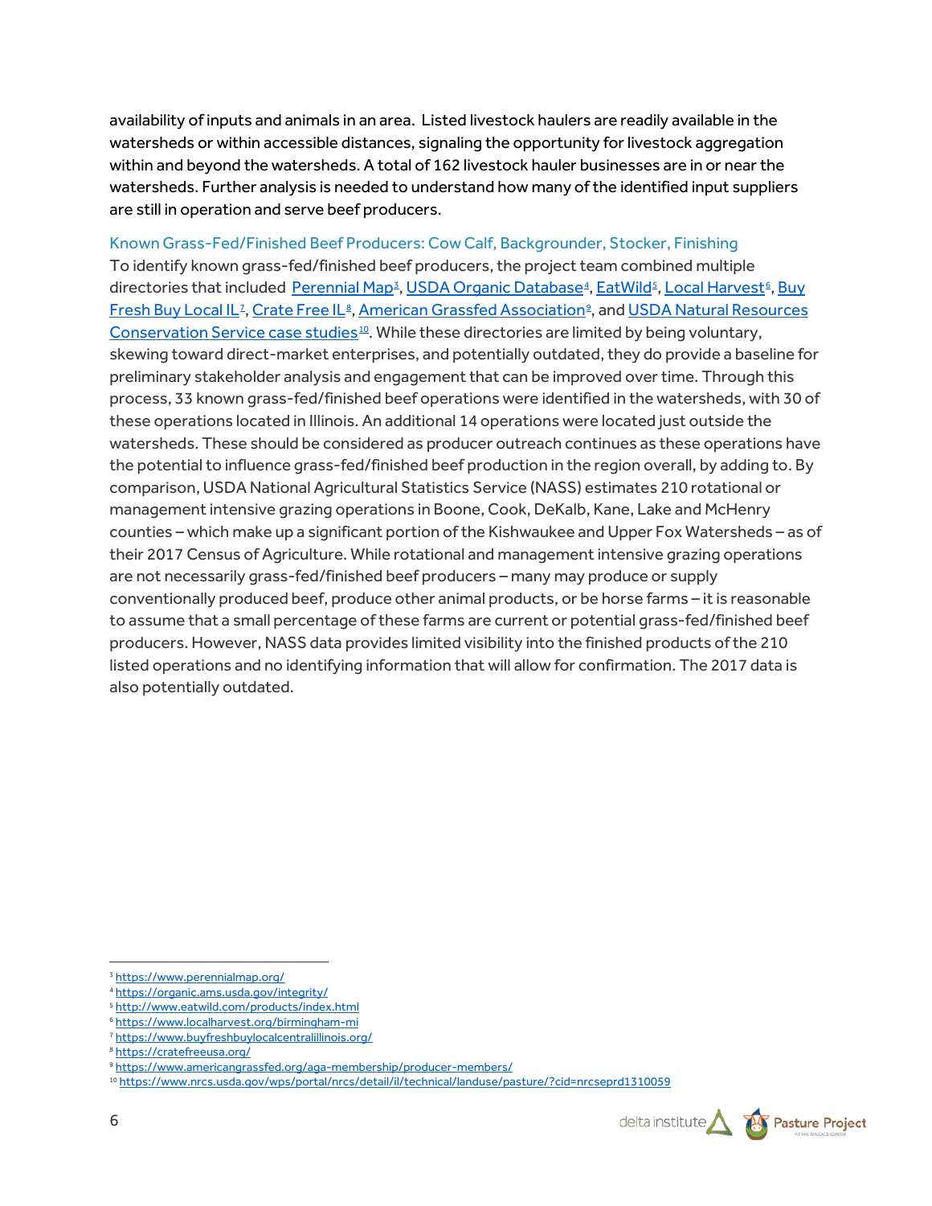availability of inputs and animals in an area. Listed livestock haulers are readily available in the watersheds or within accessible distances, signaling the opportunity for livestock aggregation within and beyond the watersheds. A total of 162 livestock hauler businesses are in or near the watersheds. Further analysis is needed to understand how many of the identified input suppliers are still in operation and serve beef producers.

### Known Grass-Fed/Finished Beef Producers: Cow Calf, Backgrounder, Stocker, Finishing

To identify known grass-fed/finished beef producers, the project team combined multiple directories that included [Perennial Map](https://www.perennialmap.org/)[3], [USDA Organic Database](https://organic.ams.usda.gov/integrity/)[4], [EatWild](http://www.eatwild.com/products/index.html)[5], [Local Harvest](https://www.localharvest.org/birmingham-mi)[6], [Buy Fresh Buy Local IL](https://www.buyfreshbuylocalcentralillinois.org/)[7], [Crate Free IL](https://cratefreeusa.org/)[8], [American Grassfed Association](https://www.americangrassfed.org/aga-membership/producer-members/)[9], and [USDA Natural Resources Conservation Service case studies](https://www.nrcs.usda.gov/wps/portal/nrcs/detail/il/technical/landuse/pasture/?cid=nrcseprd1310059)[10]. While these directories are limited by being voluntary, skewing toward direct-market enterprises, and potentially outdated, they do provide a baseline for preliminary stakeholder analysis and engagement that can be improved over time. Through this process, 33 known grass-fed/finished beef operations were identified in the watersheds, with 30 of these operations located in Illinois. An additional 14 operations were located just outside the watersheds. These should be considered as producer outreach continues as these operations have the potential to influence grass-fed/finished beef production in the region overall, by adding to. By comparison, USDA National Agricultural Statistics Service (NASS) estimates 210 rotational or management intensive grazing operations in Boone, Cook, DeKalb, Kane, Lake and McHenry counties – which make up a significant portion of the Kishwaukee and Upper Fox Watersheds – as of their 2017 Census of Agriculture. While rotational and management intensive grazing operations are not necessarily grass-fed/finished beef producers – many may produce or supply conventionally produced beef, produce other animal products, or be horse farms – it is reasonable to assume that a small percentage of these farms are current or potential grass-fed/finished beef producers. However, NASS data provides limited visibility into the finished products of the 210 listed operations and no identifying information that will allow for confirmation. The 2017 data is also potentially outdated.

---

[3] https://www.perennialmap.org/
[4] https://organic.ams.usda.gov/integrity/
[5] http://www.eatwild.com/products/index.html
[6] https://www.localharvest.org/birmingham-mi
[7] https://www.buyfreshbuylocalcentralillinois.org/
[8] https://cratefreeusa.org/
[9] https://www.americangrassfed.org/aga-membership/producer-members/
[10] https://www.nrcs.usda.gov/wps/portal/nrcs/detail/il/technical/landuse/pasture/?cid=nrcseprd1310059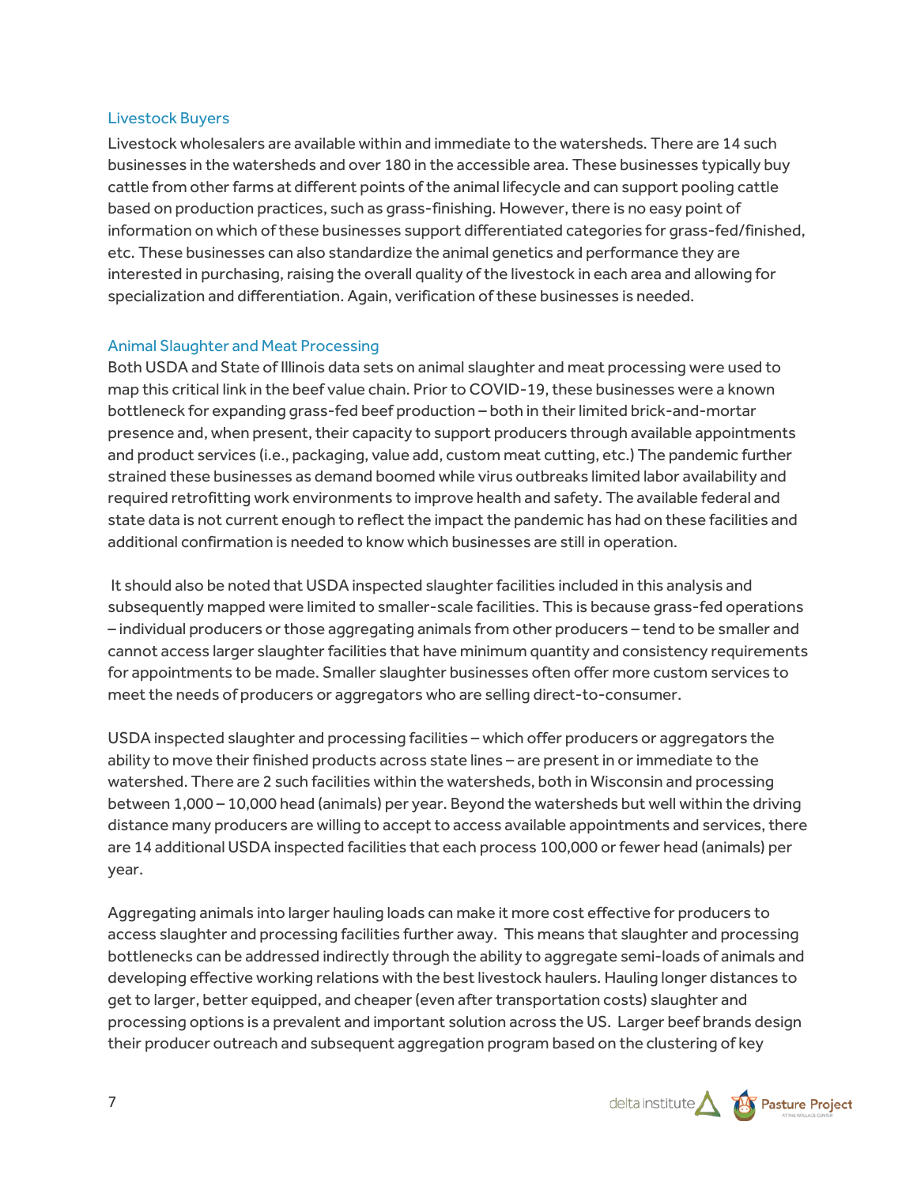### Livestock Buyers

Livestock wholesalers are available within and immediate to the watersheds. There are 14 such businesses in the watersheds and over 180 in the accessible area. These businesses typically buy cattle from other farms at different points of the animal lifecycle and can support pooling cattle based on production practices, such as grass-finishing. However, there is no easy point of information on which of these businesses support differentiated categories for grass-fed/finished, etc. These businesses can also standardize the animal genetics and performance they are interested in purchasing, raising the overall quality of the livestock in each area and allowing for specialization and differentiation. Again, verification of these businesses is needed.

### Animal Slaughter and Meat Processing

Both USDA and State of Illinois data sets on animal slaughter and meat processing were used to map this critical link in the beef value chain. Prior to COVID-19, these businesses were a known bottleneck for expanding grass-fed beef production – both in their limited brick-and-mortar presence and, when present, their capacity to support producers through available appointments and product services (i.e., packaging, value add, custom meat cutting, etc.) The pandemic further strained these businesses as demand boomed while virus outbreaks limited labor availability and required retrofitting work environments to improve health and safety. The available federal and state data is not current enough to reflect the impact the pandemic has had on these facilities and additional confirmation is needed to know which businesses are still in operation.

It should also be noted that USDA inspected slaughter facilities included in this analysis and subsequently mapped were limited to smaller-scale facilities. This is because grass-fed operations – individual producers or those aggregating animals from other producers – tend to be smaller and cannot access larger slaughter facilities that have minimum quantity and consistency requirements for appointments to be made. Smaller slaughter businesses often offer more custom services to meet the needs of producers or aggregators who are selling direct-to-consumer.

USDA inspected slaughter and processing facilities – which offer producers or aggregators the ability to move their finished products across state lines – are present in or immediate to the watershed. There are 2 such facilities within the watersheds, both in Wisconsin and processing between 1,000 – 10,000 head (animals) per year. Beyond the watersheds but well within the driving distance many producers are willing to accept to access available appointments and services, there are 14 additional USDA inspected facilities that each process 100,000 or fewer head (animals) per year.

Aggregating animals into larger hauling loads can make it more cost effective for producers to access slaughter and processing facilities further away. This means that slaughter and processing bottlenecks can be addressed indirectly through the ability to aggregate semi-loads of animals and developing effective working relations with the best livestock haulers. Hauling longer distances to get to larger, better equipped, and cheaper (even after transportation costs) slaughter and processing options is a prevalent and important solution across the US. Larger beef brands design their producer outreach and subsequent aggregation program based on the clustering of key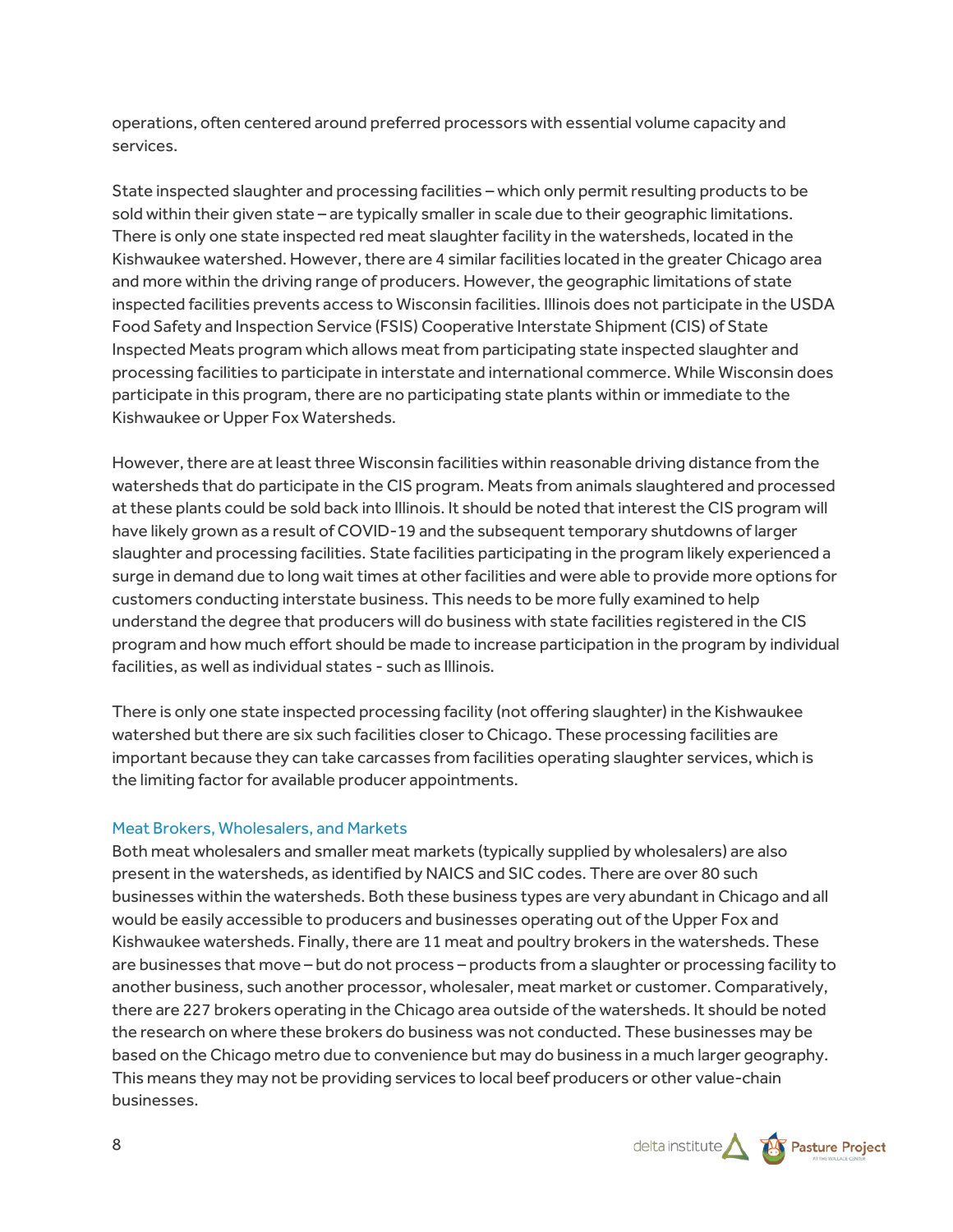operations, often centered around preferred processors with essential volume capacity and services.

State inspected slaughter and processing facilities – which only permit resulting products to be sold within their given state – are typically smaller in scale due to their geographic limitations. There is only one state inspected red meat slaughter facility in the watersheds, located in the Kishwaukee watershed. However, there are 4 similar facilities located in the greater Chicago area and more within the driving range of producers. However, the geographic limitations of state inspected facilities prevents access to Wisconsin facilities. Illinois does not participate in the USDA Food Safety and Inspection Service (FSIS) Cooperative Interstate Shipment (CIS) of State Inspected Meats program which allows meat from participating state inspected slaughter and processing facilities to participate in interstate and international commerce. While Wisconsin does participate in this program, there are no participating state plants within or immediate to the Kishwaukee or Upper Fox Watersheds.

However, there are at least three Wisconsin facilities within reasonable driving distance from the watersheds that do participate in the CIS program. Meats from animals slaughtered and processed at these plants could be sold back into Illinois. It should be noted that interest the CIS program will have likely grown as a result of COVID-19 and the subsequent temporary shutdowns of larger slaughter and processing facilities. State facilities participating in the program likely experienced a surge in demand due to long wait times at other facilities and were able to provide more options for customers conducting interstate business. This needs to be more fully examined to help understand the degree that producers will do business with state facilities registered in the CIS program and how much effort should be made to increase participation in the program by individual facilities, as well as individual states - such as Illinois.

There is only one state inspected processing facility (not offering slaughter) in the Kishwaukee watershed but there are six such facilities closer to Chicago. These processing facilities are important because they can take carcasses from facilities operating slaughter services, which is the limiting factor for available producer appointments.

### Meat Brokers, Wholesalers, and Markets

Both meat wholesalers and smaller meat markets (typically supplied by wholesalers) are also present in the watersheds, as identified by NAICS and SIC codes. There are over 80 such businesses within the watersheds. Both these business types are very abundant in Chicago and all would be easily accessible to producers and businesses operating out of the Upper Fox and Kishwaukee watersheds. Finally, there are 11 meat and poultry brokers in the watersheds. These are businesses that move – but do not process – products from a slaughter or processing facility to another business, such another processor, wholesaler, meat market or customer. Comparatively, there are 227 brokers operating in the Chicago area outside of the watersheds. It should be noted the research on where these brokers do business was not conducted. These businesses may be based on the Chicago metro due to convenience but may do business in a much larger geography. This means they may not be providing services to local beef producers or other value-chain businesses.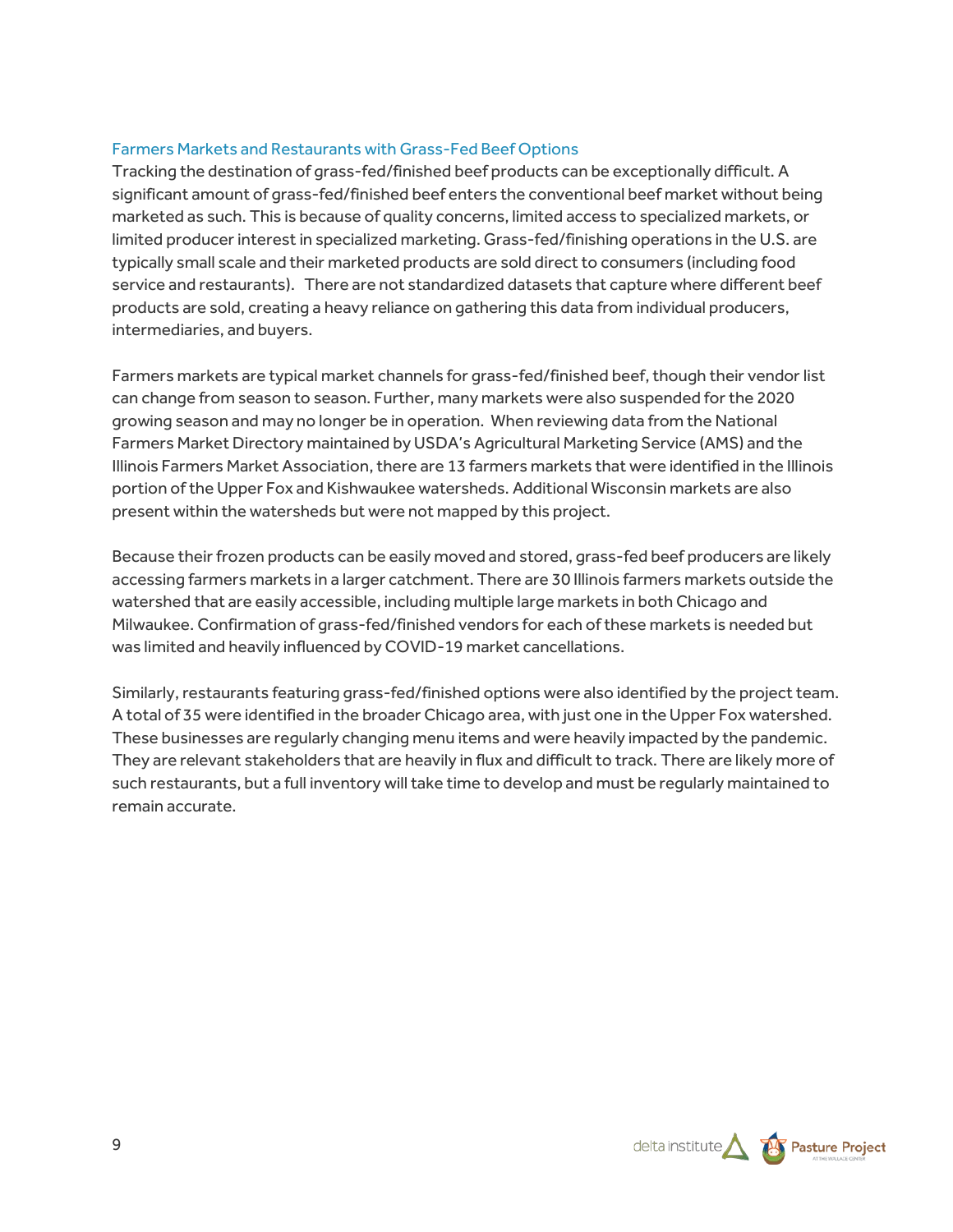### Farmers Markets and Restaurants with Grass-Fed Beef Options

Tracking the destination of grass-fed/finished beef products can be exceptionally difficult. A significant amount of grass-fed/finished beef enters the conventional beef market without being marketed as such. This is because of quality concerns, limited access to specialized markets, or limited producer interest in specialized marketing. Grass-fed/finishing operations in the U.S. are typically small scale and their marketed products are sold direct to consumers (including food service and restaurants). There are not standardized datasets that capture where different beef products are sold, creating a heavy reliance on gathering this data from individual producers, intermediaries, and buyers.

Farmers markets are typical market channels for grass-fed/finished beef, though their vendor list can change from season to season. Further, many markets were also suspended for the 2020 growing season and may no longer be in operation. When reviewing data from the National Farmers Market Directory maintained by USDA's Agricultural Marketing Service (AMS) and the Illinois Farmers Market Association, there are 13 farmers markets that were identified in the Illinois portion of the Upper Fox and Kishwaukee watersheds. Additional Wisconsin markets are also present within the watersheds but were not mapped by this project.

Because their frozen products can be easily moved and stored, grass-fed beef producers are likely accessing farmers markets in a larger catchment. There are 30 Illinois farmers markets outside the watershed that are easily accessible, including multiple large markets in both Chicago and Milwaukee. Confirmation of grass-fed/finished vendors for each of these markets is needed but was limited and heavily influenced by COVID-19 market cancellations.

Similarly, restaurants featuring grass-fed/finished options were also identified by the project team. A total of 35 were identified in the broader Chicago area, with just one in the Upper Fox watershed. These businesses are regularly changing menu items and were heavily impacted by the pandemic. They are relevant stakeholders that are heavily in flux and difficult to track. There are likely more of such restaurants, but a full inventory will take time to develop and must be regularly maintained to remain accurate.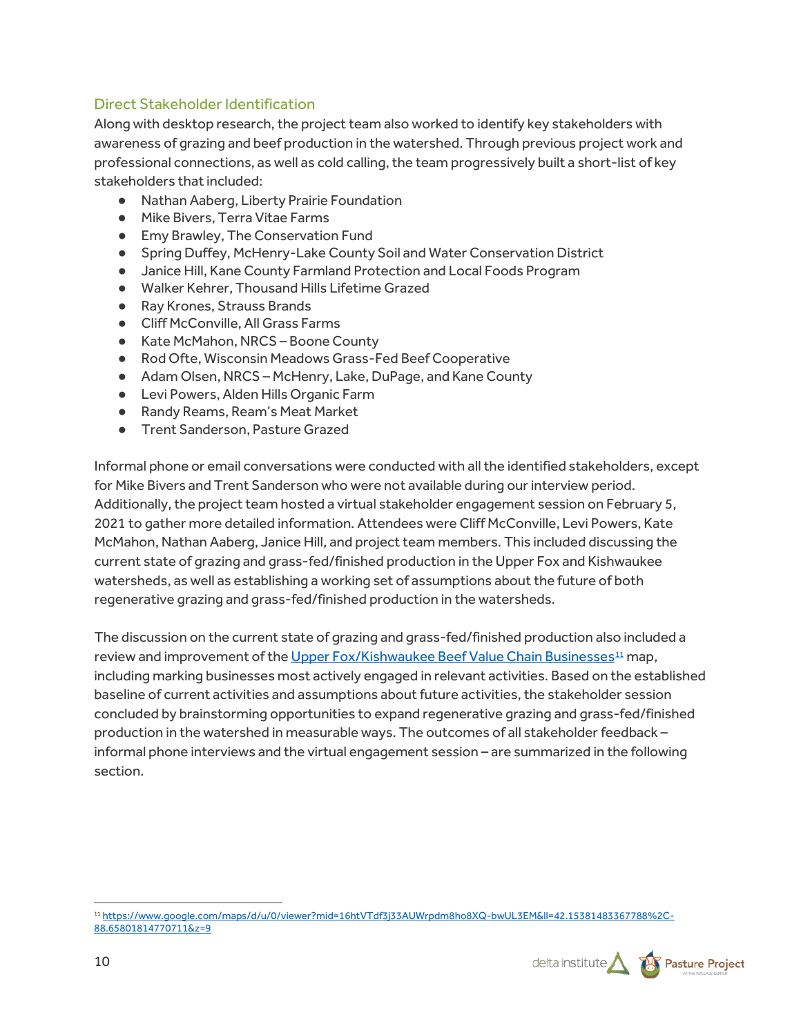### Direct Stakeholder Identification

Along with desktop research, the project team also worked to identify key stakeholders with awareness of grazing and beef production in the watershed. Through previous project work and professional connections, as well as cold calling, the team progressively built a short-list of key stakeholders that included:

- Nathan Aaberg, Liberty Prairie Foundation
- Mike Bivers, Terra Vitae Farms
- Emy Brawley, The Conservation Fund
- Spring Duffey, McHenry-Lake County Soil and Water Conservation District
- Janice Hill, Kane County Farmland Protection and Local Foods Program
- Walker Kehrer, Thousand Hills Lifetime Grazed
- Ray Krones, Strauss Brands
- Cliff McConville, All Grass Farms
- Kate McMahon, NRCS – Boone County
- Rod Ofte, Wisconsin Meadows Grass-Fed Beef Cooperative
- Adam Olsen, NRCS – McHenry, Lake, DuPage, and Kane County
- Levi Powers, Alden Hills Organic Farm
- Randy Reams, Ream's Meat Market
- Trent Sanderson, Pasture Grazed

Informal phone or email conversations were conducted with all the identified stakeholders, except for Mike Bivers and Trent Sanderson who were not available during our interview period. Additionally, the project team hosted a virtual stakeholder engagement session on February 5, 2021 to gather more detailed information. Attendees were Cliff McConville, Levi Powers, Kate McMahon, Nathan Aaberg, Janice Hill, and project team members. This included discussing the current state of grazing and grass-fed/finished production in the Upper Fox and Kishwaukee watersheds, as well as establishing a working set of assumptions about the future of both regenerative grazing and grass-fed/finished production in the watersheds.

The discussion on the current state of grazing and grass-fed/finished production also included a review and improvement of the [Upper Fox/Kishwaukee Beef Value Chain Businesses](https://www.google.com/maps/d/u/0/viewer?mid=16htVTdf3j33AUWrpdm8ho8XQ-bwUL3EM&ll=42.15381483367788%2C-88.65801814770711&z=9)[11] map, including marking businesses most actively engaged in relevant activities. Based on the established baseline of current activities and assumptions about future activities, the stakeholder session concluded by brainstorming opportunities to expand regenerative grazing and grass-fed/finished production in the watershed in measurable ways. The outcomes of all stakeholder feedback – informal phone interviews and the virtual engagement session – are summarized in the following section.

[11] https://www.google.com/maps/d/u/0/viewer?mid=16htVTdf3j33AUWrpdm8ho8XQ-bwUL3EM&ll=42.15381483367788%2C-88.65801814770711&z=9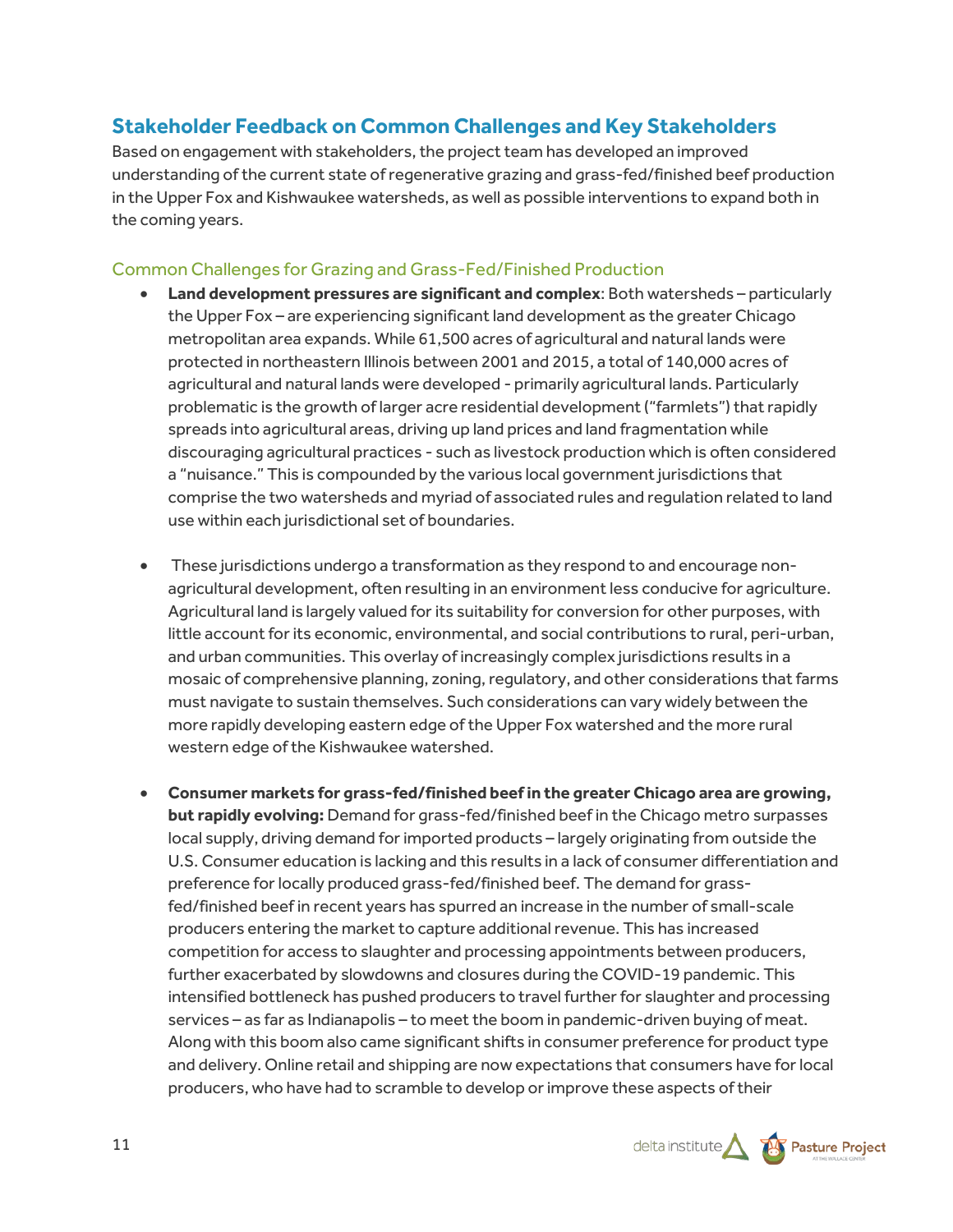## Stakeholder Feedback on Common Challenges and Key Stakeholders

Based on engagement with stakeholders, the project team has developed an improved understanding of the current state of regenerative grazing and grass-fed/finished beef production in the Upper Fox and Kishwaukee watersheds, as well as possible interventions to expand both in the coming years.

### Common Challenges for Grazing and Grass-Fed/Finished Production

- **Land development pressures are significant and complex**: Both watersheds – particularly the Upper Fox – are experiencing significant land development as the greater Chicago metropolitan area expands. While 61,500 acres of agricultural and natural lands were protected in northeastern Illinois between 2001 and 2015, a total of 140,000 acres of agricultural and natural lands were developed - primarily agricultural lands. Particularly problematic is the growth of larger acre residential development ("farmlets") that rapidly spreads into agricultural areas, driving up land prices and land fragmentation while discouraging agricultural practices - such as livestock production which is often considered a "nuisance." This is compounded by the various local government jurisdictions that comprise the two watersheds and myriad of associated rules and regulation related to land use within each jurisdictional set of boundaries.

- These jurisdictions undergo a transformation as they respond to and encourage non-agricultural development, often resulting in an environment less conducive for agriculture. Agricultural land is largely valued for its suitability for conversion for other purposes, with little account for its economic, environmental, and social contributions to rural, peri-urban, and urban communities. This overlay of increasingly complex jurisdictions results in a mosaic of comprehensive planning, zoning, regulatory, and other considerations that farms must navigate to sustain themselves. Such considerations can vary widely between the more rapidly developing eastern edge of the Upper Fox watershed and the more rural western edge of the Kishwaukee watershed.

- **Consumer markets for grass-fed/finished beef in the greater Chicago area are growing, but rapidly evolving:** Demand for grass-fed/finished beef in the Chicago metro surpasses local supply, driving demand for imported products – largely originating from outside the U.S. Consumer education is lacking and this results in a lack of consumer differentiation and preference for locally produced grass-fed/finished beef. The demand for grass-fed/finished beef in recent years has spurred an increase in the number of small-scale producers entering the market to capture additional revenue. This has increased competition for access to slaughter and processing appointments between producers, further exacerbated by slowdowns and closures during the COVID-19 pandemic. This intensified bottleneck has pushed producers to travel further for slaughter and processing services – as far as Indianapolis – to meet the boom in pandemic-driven buying of meat. Along with this boom also came significant shifts in consumer preference for product type and delivery. Online retail and shipping are now expectations that consumers have for local producers, who have had to scramble to develop or improve these aspects of their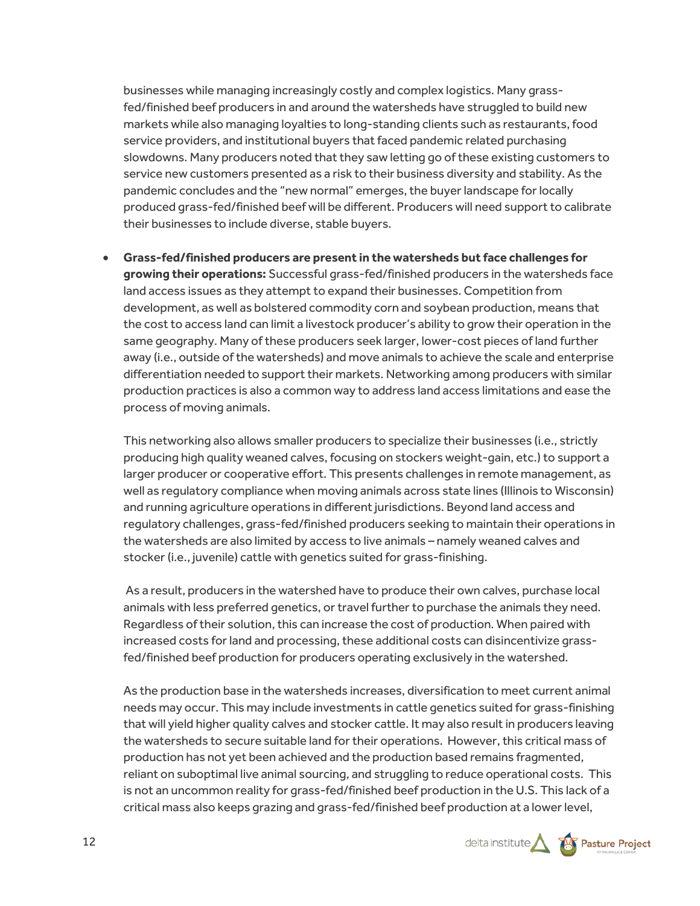businesses while managing increasingly costly and complex logistics. Many grass-fed/finished beef producers in and around the watersheds have struggled to build new markets while also managing loyalties to long-standing clients such as restaurants, food service providers, and institutional buyers that faced pandemic related purchasing slowdowns. Many producers noted that they saw letting go of these existing customers to service new customers presented as a risk to their business diversity and stability. As the pandemic concludes and the "new normal" emerges, the buyer landscape for locally produced grass-fed/finished beef will be different. Producers will need support to calibrate their businesses to include diverse, stable buyers.

- **Grass-fed/finished producers are present in the watersheds but face challenges for growing their operations:** Successful grass-fed/finished producers in the watersheds face land access issues as they attempt to expand their businesses. Competition from development, as well as bolstered commodity corn and soybean production, means that the cost to access land can limit a livestock producer's ability to grow their operation in the same geography. Many of these producers seek larger, lower-cost pieces of land further away (i.e., outside of the watersheds) and move animals to achieve the scale and enterprise differentiation needed to support their markets. Networking among producers with similar production practices is also a common way to address land access limitations and ease the process of moving animals.

  This networking also allows smaller producers to specialize their businesses (i.e., strictly producing high quality weaned calves, focusing on stockers weight-gain, etc.) to support a larger producer or cooperative effort. This presents challenges in remote management, as well as regulatory compliance when moving animals across state lines (Illinois to Wisconsin) and running agriculture operations in different jurisdictions. Beyond land access and regulatory challenges, grass-fed/finished producers seeking to maintain their operations in the watersheds are also limited by access to live animals – namely weaned calves and stocker (i.e., juvenile) cattle with genetics suited for grass-finishing.

  As a result, producers in the watershed have to produce their own calves, purchase local animals with less preferred genetics, or travel further to purchase the animals they need. Regardless of their solution, this can increase the cost of production. When paired with increased costs for land and processing, these additional costs can disincentivize grass-fed/finished beef production for producers operating exclusively in the watershed.

  As the production base in the watersheds increases, diversification to meet current animal needs may occur. This may include investments in cattle genetics suited for grass-finishing that will yield higher quality calves and stocker cattle. It may also result in producers leaving the watersheds to secure suitable land for their operations. However, this critical mass of production has not yet been achieved and the production based remains fragmented, reliant on suboptimal live animal sourcing, and struggling to reduce operational costs. This is not an uncommon reality for grass-fed/finished beef production in the U.S. This lack of a critical mass also keeps grazing and grass-fed/finished beef production at a lower level,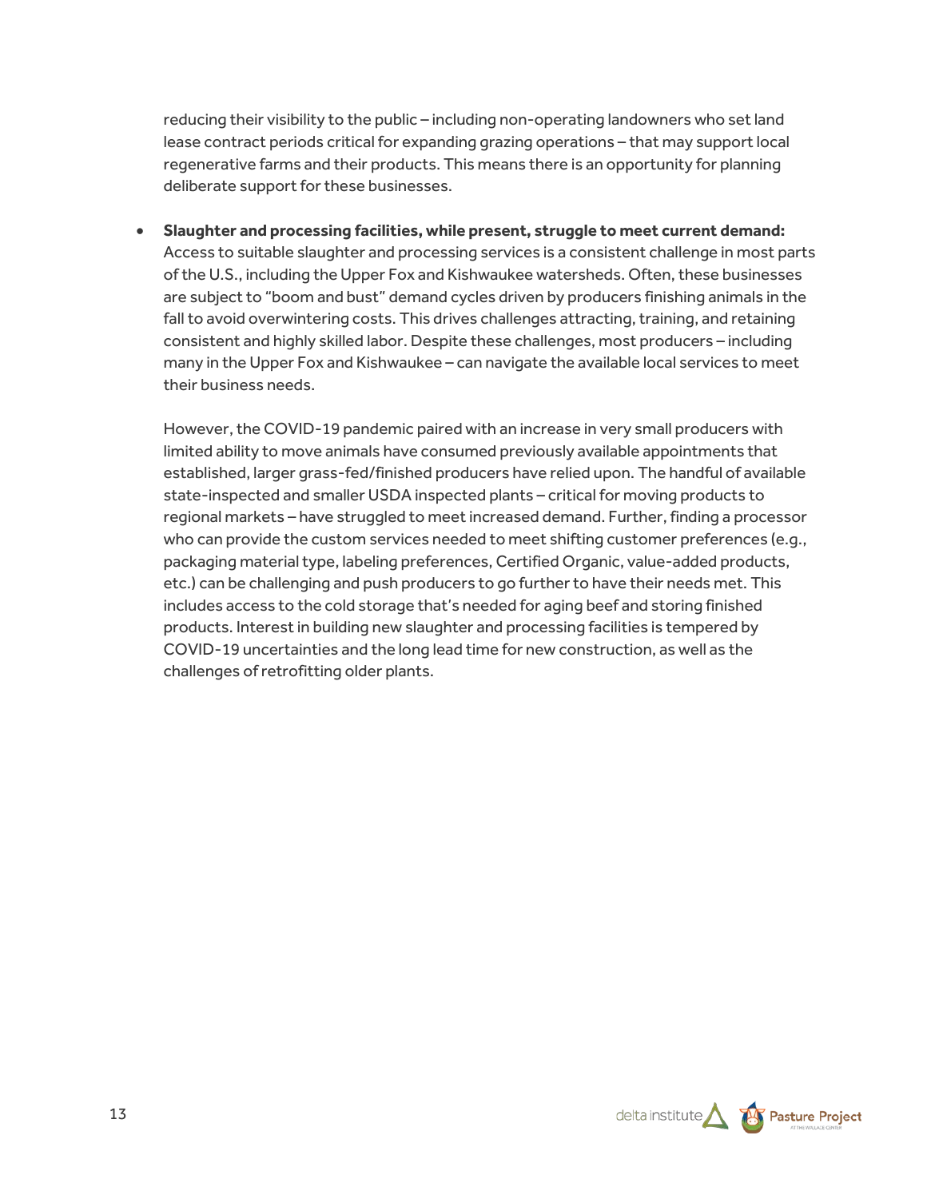reducing their visibility to the public – including non-operating landowners who set land lease contract periods critical for expanding grazing operations – that may support local regenerative farms and their products. This means there is an opportunity for planning deliberate support for these businesses.

- **Slaughter and processing facilities, while present, struggle to meet current demand:** Access to suitable slaughter and processing services is a consistent challenge in most parts of the U.S., including the Upper Fox and Kishwaukee watersheds. Often, these businesses are subject to "boom and bust" demand cycles driven by producers finishing animals in the fall to avoid overwintering costs. This drives challenges attracting, training, and retaining consistent and highly skilled labor. Despite these challenges, most producers – including many in the Upper Fox and Kishwaukee – can navigate the available local services to meet their business needs.

  However, the COVID-19 pandemic paired with an increase in very small producers with limited ability to move animals have consumed previously available appointments that established, larger grass-fed/finished producers have relied upon. The handful of available state-inspected and smaller USDA inspected plants – critical for moving products to regional markets – have struggled to meet increased demand. Further, finding a processor who can provide the custom services needed to meet shifting customer preferences (e.g., packaging material type, labeling preferences, Certified Organic, value-added products, etc.) can be challenging and push producers to go further to have their needs met. This includes access to the cold storage that's needed for aging beef and storing finished products. Interest in building new slaughter and processing facilities is tempered by COVID-19 uncertainties and the long lead time for new construction, as well as the challenges of retrofitting older plants.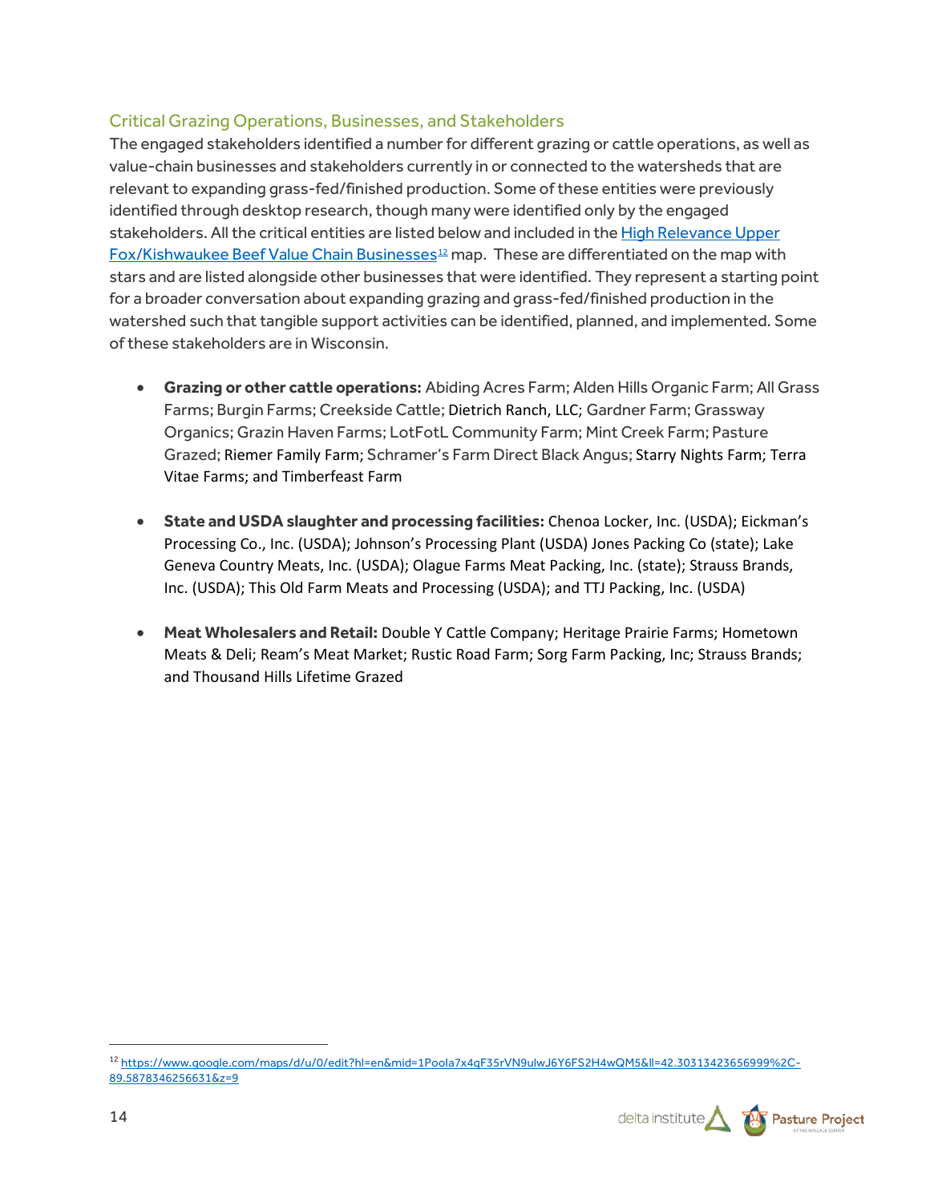## Critical Grazing Operations, Businesses, and Stakeholders

The engaged stakeholders identified a number for different grazing or cattle operations, as well as value-chain businesses and stakeholders currently in or connected to the watersheds that are relevant to expanding grass-fed/finished production. Some of these entities were previously identified through desktop research, though many were identified only by the engaged stakeholders. All the critical entities are listed below and included in the High Relevance Upper Fox/Kishwaukee Beef Value Chain Businesses[12] map. These are differentiated on the map with stars and are listed alongside other businesses that were identified. They represent a starting point for a broader conversation about expanding grazing and grass-fed/finished production in the watershed such that tangible support activities can be identified, planned, and implemented. Some of these stakeholders are in Wisconsin.

- **Grazing or other cattle operations:** Abiding Acres Farm; Alden Hills Organic Farm; All Grass Farms; Burgin Farms; Creekside Cattle; Dietrich Ranch, LLC; Gardner Farm; Grassway Organics; Grazin Haven Farms; LotFotL Community Farm; Mint Creek Farm; Pasture Grazed; Riemer Family Farm; Schramer's Farm Direct Black Angus; Starry Nights Farm; Terra Vitae Farms; and Timberfeast Farm

- **State and USDA slaughter and processing facilities:** Chenoa Locker, Inc. (USDA); Eickman's Processing Co., Inc. (USDA); Johnson's Processing Plant (USDA) Jones Packing Co (state); Lake Geneva Country Meats, Inc. (USDA); Olague Farms Meat Packing, Inc. (state); Strauss Brands, Inc. (USDA); This Old Farm Meats and Processing (USDA); and TTJ Packing, Inc. (USDA)

- **Meat Wholesalers and Retail:** Double Y Cattle Company; Heritage Prairie Farms; Hometown Meats & Deli; Ream's Meat Market; Rustic Road Farm; Sorg Farm Packing, Inc; Strauss Brands; and Thousand Hills Lifetime Grazed

[12] https://www.google.com/maps/d/u/0/edit?hl=en&mid=1Poola7x4qF35rVN9ulwJ6Y6FS2H4wQM5&ll=42.30313423656999%2C-89.5878346256631&z=9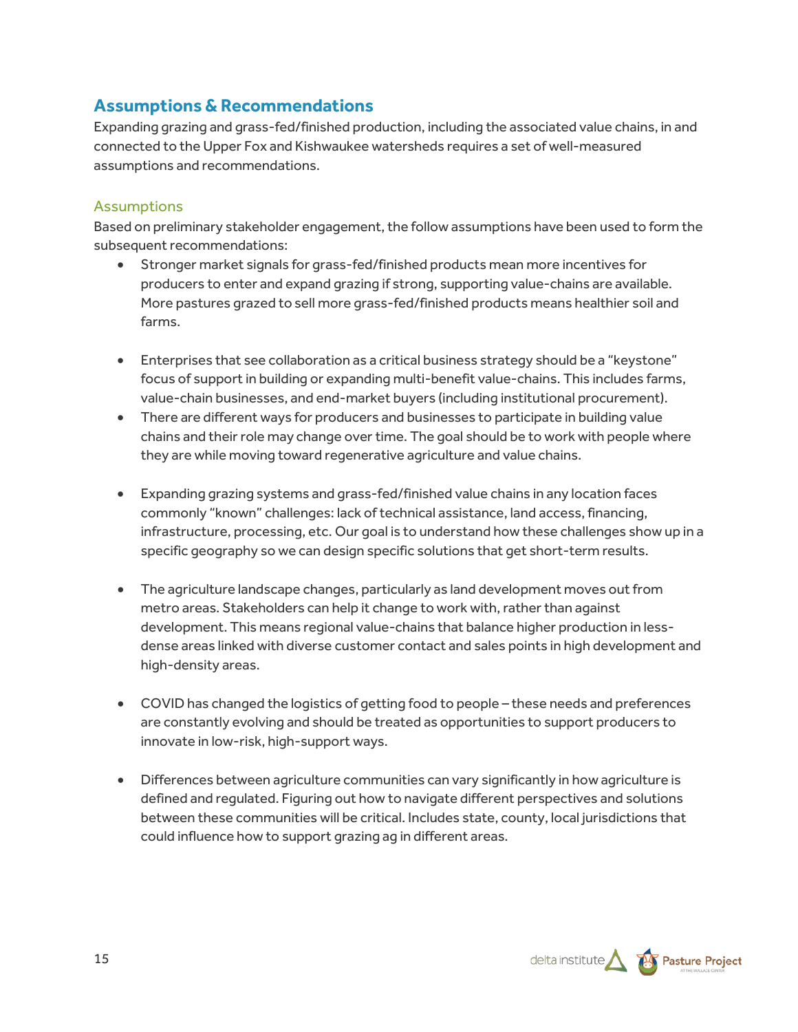## Assumptions & Recommendations

Expanding grazing and grass-fed/finished production, including the associated value chains, in and connected to the Upper Fox and Kishwaukee watersheds requires a set of well-measured assumptions and recommendations.

### Assumptions

Based on preliminary stakeholder engagement, the follow assumptions have been used to form the subsequent recommendations:

- Stronger market signals for grass-fed/finished products mean more incentives for producers to enter and expand grazing if strong, supporting value-chains are available. More pastures grazed to sell more grass-fed/finished products means healthier soil and farms.

- Enterprises that see collaboration as a critical business strategy should be a "keystone" focus of support in building or expanding multi-benefit value-chains. This includes farms, value-chain businesses, and end-market buyers (including institutional procurement).
- There are different ways for producers and businesses to participate in building value chains and their role may change over time. The goal should be to work with people where they are while moving toward regenerative agriculture and value chains.

- Expanding grazing systems and grass-fed/finished value chains in any location faces commonly "known" challenges: lack of technical assistance, land access, financing, infrastructure, processing, etc. Our goal is to understand how these challenges show up in a specific geography so we can design specific solutions that get short-term results.

- The agriculture landscape changes, particularly as land development moves out from metro areas. Stakeholders can help it change to work with, rather than against development. This means regional value-chains that balance higher production in less-dense areas linked with diverse customer contact and sales points in high development and high-density areas.

- COVID has changed the logistics of getting food to people – these needs and preferences are constantly evolving and should be treated as opportunities to support producers to innovate in low-risk, high-support ways.

- Differences between agriculture communities can vary significantly in how agriculture is defined and regulated. Figuring out how to navigate different perspectives and solutions between these communities will be critical. Includes state, county, local jurisdictions that could influence how to support grazing ag in different areas.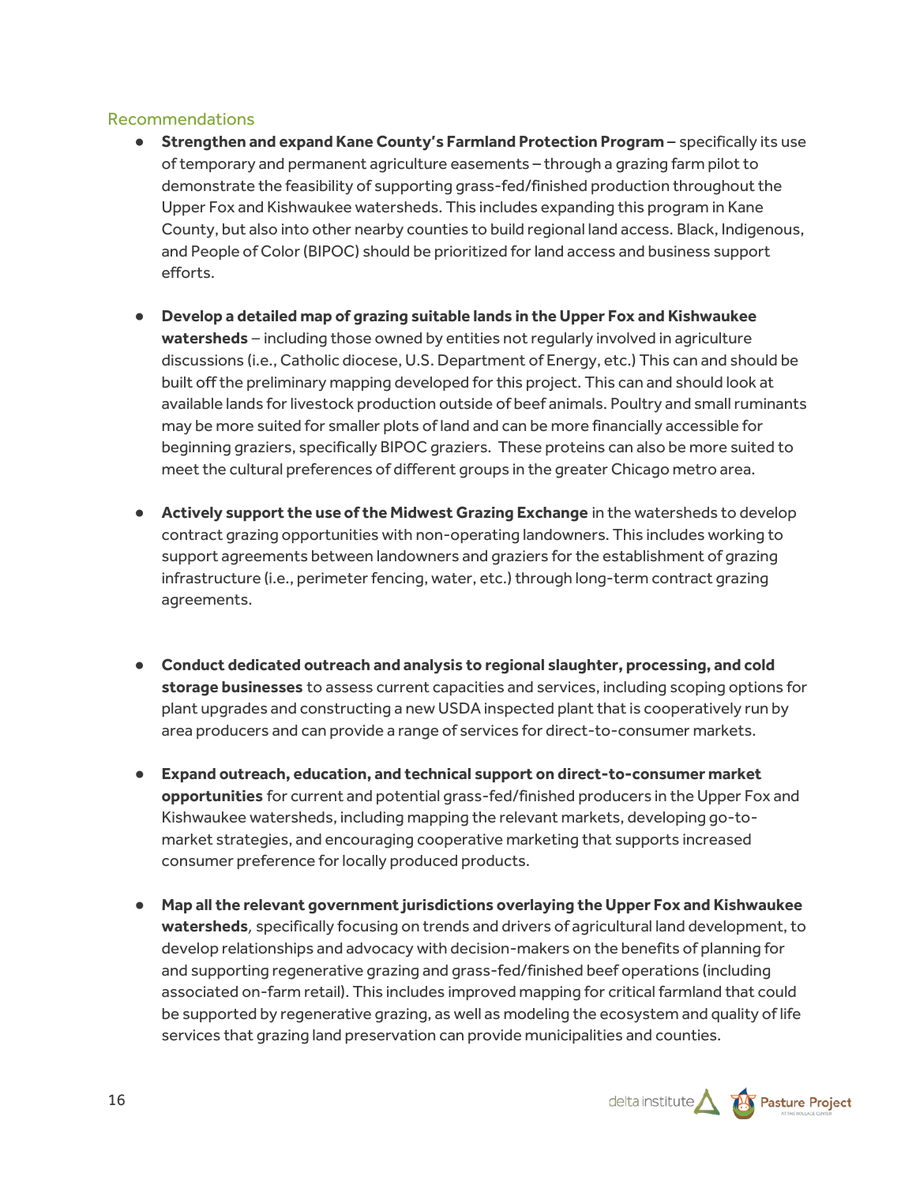## Recommendations

- **Strengthen and expand Kane County's Farmland Protection Program** – specifically its use of temporary and permanent agriculture easements – through a grazing farm pilot to demonstrate the feasibility of supporting grass-fed/finished production throughout the Upper Fox and Kishwaukee watersheds. This includes expanding this program in Kane County, but also into other nearby counties to build regional land access. Black, Indigenous, and People of Color (BIPOC) should be prioritized for land access and business support efforts.

- **Develop a detailed map of grazing suitable lands in the Upper Fox and Kishwaukee watersheds** – including those owned by entities not regularly involved in agriculture discussions (i.e., Catholic diocese, U.S. Department of Energy, etc.) This can and should be built off the preliminary mapping developed for this project. This can and should look at available lands for livestock production outside of beef animals. Poultry and small ruminants may be more suited for smaller plots of land and can be more financially accessible for beginning graziers, specifically BIPOC graziers. These proteins can also be more suited to meet the cultural preferences of different groups in the greater Chicago metro area.

- **Actively support the use of the Midwest Grazing Exchange** in the watersheds to develop contract grazing opportunities with non-operating landowners. This includes working to support agreements between landowners and graziers for the establishment of grazing infrastructure (i.e., perimeter fencing, water, etc.) through long-term contract grazing agreements.

- **Conduct dedicated outreach and analysis to regional slaughter, processing, and cold storage businesses** to assess current capacities and services, including scoping options for plant upgrades and constructing a new USDA inspected plant that is cooperatively run by area producers and can provide a range of services for direct-to-consumer markets.

- **Expand outreach, education, and technical support on direct-to-consumer market opportunities** for current and potential grass-fed/finished producers in the Upper Fox and Kishwaukee watersheds, including mapping the relevant markets, developing go-to-market strategies, and encouraging cooperative marketing that supports increased consumer preference for locally produced products.

- **Map all the relevant government jurisdictions overlaying the Upper Fox and Kishwaukee watersheds**, specifically focusing on trends and drivers of agricultural land development, to develop relationships and advocacy with decision-makers on the benefits of planning for and supporting regenerative grazing and grass-fed/finished beef operations (including associated on-farm retail). This includes improved mapping for critical farmland that could be supported by regenerative grazing, as well as modeling the ecosystem and quality of life services that grazing land preservation can provide municipalities and counties.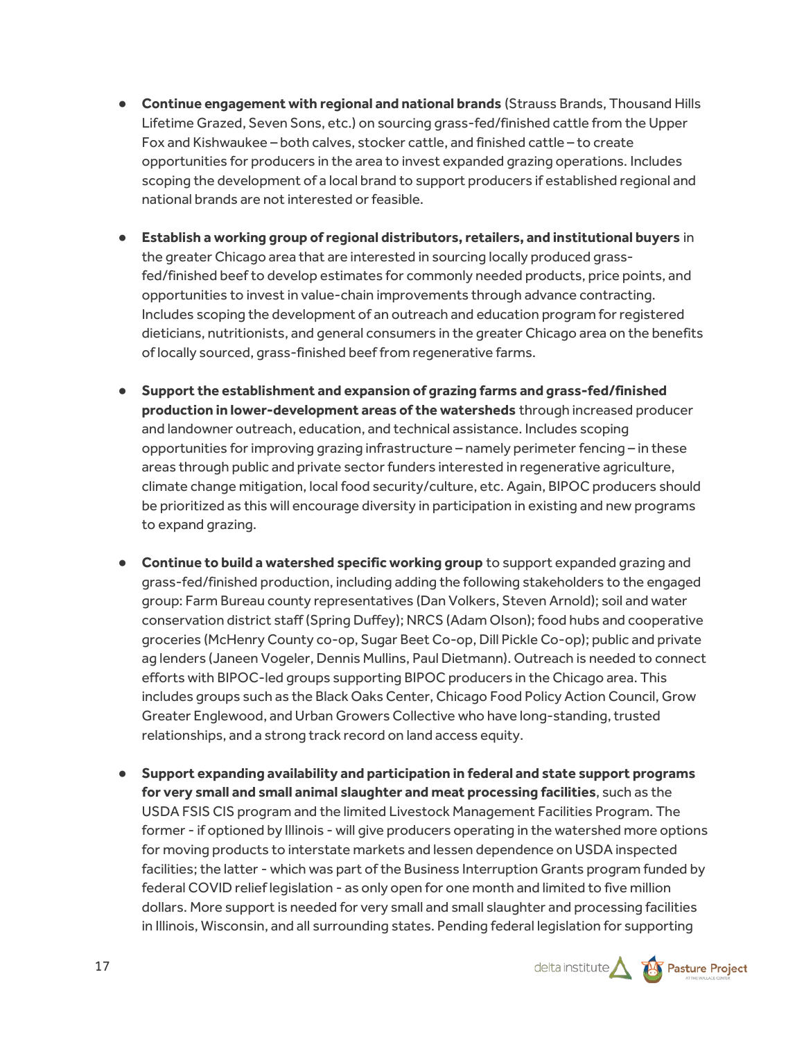- **Continue engagement with regional and national brands** (Strauss Brands, Thousand Hills Lifetime Grazed, Seven Sons, etc.) on sourcing grass-fed/finished cattle from the Upper Fox and Kishwaukee – both calves, stocker cattle, and finished cattle – to create opportunities for producers in the area to invest expanded grazing operations. Includes scoping the development of a local brand to support producers if established regional and national brands are not interested or feasible.

- **Establish a working group of regional distributors, retailers, and institutional buyers** in the greater Chicago area that are interested in sourcing locally produced grass-fed/finished beef to develop estimates for commonly needed products, price points, and opportunities to invest in value-chain improvements through advance contracting. Includes scoping the development of an outreach and education program for registered dieticians, nutritionists, and general consumers in the greater Chicago area on the benefits of locally sourced, grass-finished beef from regenerative farms.

- **Support the establishment and expansion of grazing farms and grass-fed/finished production in lower-development areas of the watersheds** through increased producer and landowner outreach, education, and technical assistance. Includes scoping opportunities for improving grazing infrastructure – namely perimeter fencing – in these areas through public and private sector funders interested in regenerative agriculture, climate change mitigation, local food security/culture, etc. Again, BIPOC producers should be prioritized as this will encourage diversity in participation in existing and new programs to expand grazing.

- **Continue to build a watershed specific working group** to support expanded grazing and grass-fed/finished production, including adding the following stakeholders to the engaged group: Farm Bureau county representatives (Dan Volkers, Steven Arnold); soil and water conservation district staff (Spring Duffey); NRCS (Adam Olson); food hubs and cooperative groceries (McHenry County co-op, Sugar Beet Co-op, Dill Pickle Co-op); public and private ag lenders (Janeen Vogeler, Dennis Mullins, Paul Dietmann). Outreach is needed to connect efforts with BIPOC-led groups supporting BIPOC producers in the Chicago area. This includes groups such as the Black Oaks Center, Chicago Food Policy Action Council, Grow Greater Englewood, and Urban Growers Collective who have long-standing, trusted relationships, and a strong track record on land access equity.

- **Support expanding availability and participation in federal and state support programs for very small and small animal slaughter and meat processing facilities**, such as the USDA FSIS CIS program and the limited Livestock Management Facilities Program. The former - if optioned by Illinois - will give producers operating in the watershed more options for moving products to interstate markets and lessen dependence on USDA inspected facilities; the latter - which was part of the Business Interruption Grants program funded by federal COVID relief legislation - as only open for one month and limited to five million dollars. More support is needed for very small and small slaughter and processing facilities in Illinois, Wisconsin, and all surrounding states. Pending federal legislation for supporting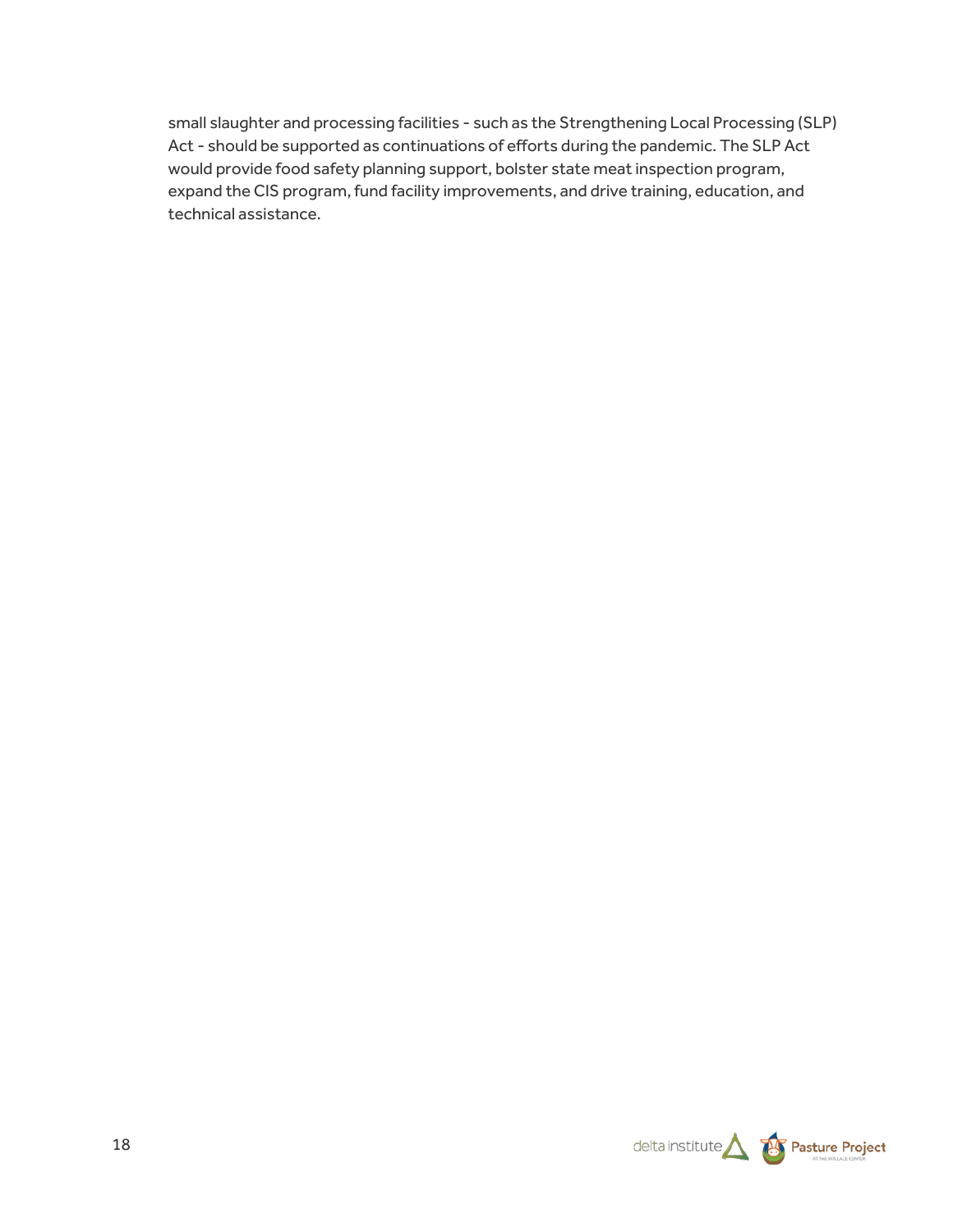small slaughter and processing facilities - such as the Strengthening Local Processing (SLP) Act - should be supported as continuations of efforts during the pandemic. The SLP Act would provide food safety planning support, bolster state meat inspection program, expand the CIS program, fund facility improvements, and drive training, education, and technical assistance.